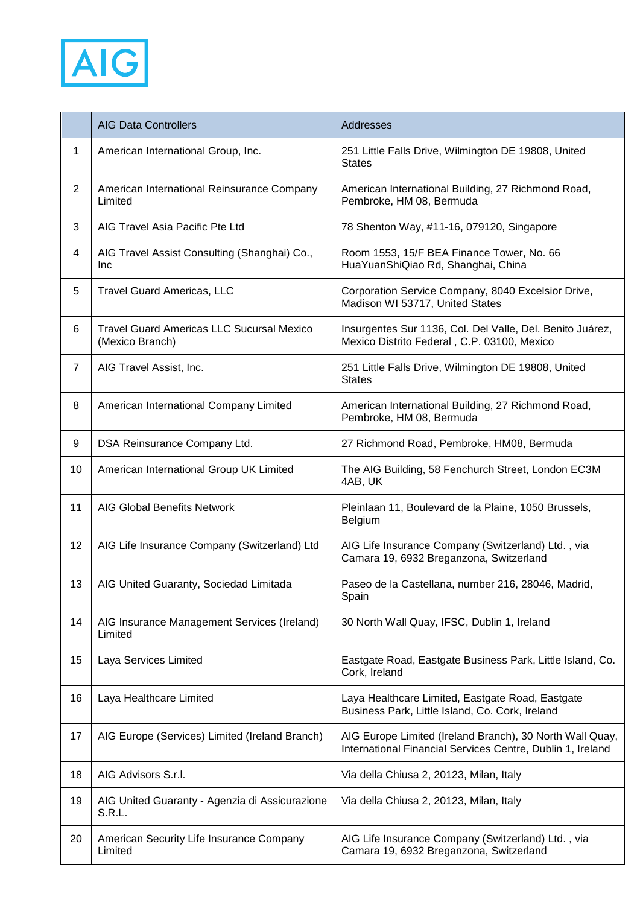AIG

| | AIG Data Controllers | Addresses |
|---|---|---|
| 1 | American International Group, Inc. | 251 Little Falls Drive, Wilmington DE 19808, United States |
| 2 | American International Reinsurance Company Limited | American International Building, 27 Richmond Road, Pembroke, HM 08, Bermuda |
| 3 | AIG Travel Asia Pacific Pte Ltd | 78 Shenton Way, #11-16, 079120, Singapore |
| 4 | AIG Travel Assist Consulting (Shanghai) Co., Inc | Room 1553, 15/F BEA Finance Tower, No. 66 HuaYuanShiQiao Rd, Shanghai, China |
| 5 | Travel Guard Americas, LLC | Corporation Service Company, 8040 Excelsior Drive, Madison WI 53717, United States |
| 6 | Travel Guard Americas LLC Sucursal Mexico (Mexico Branch) | Insurgentes Sur 1136, Col. Del Valle, Del. Benito Juárez, Mexico Distrito Federal , C.P. 03100, Mexico |
| 7 | AIG Travel Assist, Inc. | 251 Little Falls Drive, Wilmington DE 19808, United States |
| 8 | American International Company Limited | American International Building, 27 Richmond Road, Pembroke, HM 08, Bermuda |
| 9 | DSA Reinsurance Company Ltd. | 27 Richmond Road, Pembroke, HM08, Bermuda |
| 10 | American International Group UK Limited | The AIG Building, 58 Fenchurch Street, London EC3M 4AB, UK |
| 11 | AIG Global Benefits Network | Pleinlaan 11, Boulevard de la Plaine, 1050 Brussels, Belgium |
| 12 | AIG Life Insurance Company (Switzerland) Ltd | AIG Life Insurance Company (Switzerland) Ltd. , via Camara 19, 6932 Breganzona, Switzerland |
| 13 | AIG United Guaranty, Sociedad Limitada | Paseo de la Castellana, number 216, 28046, Madrid, Spain |
| 14 | AIG Insurance Management Services (Ireland) Limited | 30 North Wall Quay, IFSC, Dublin 1, Ireland |
| 15 | Laya Services Limited | Eastgate Road, Eastgate Business Park, Little Island, Co. Cork, Ireland |
| 16 | Laya Healthcare Limited | Laya Healthcare Limited, Eastgate Road, Eastgate Business Park, Little Island, Co. Cork, Ireland |
| 17 | AIG Europe (Services) Limited (Ireland Branch) | AIG Europe Limited (Ireland Branch), 30 North Wall Quay, International Financial Services Centre, Dublin 1, Ireland |
| 18 | AIG Advisors S.r.l. | Via della Chiusa 2, 20123, Milan, Italy |
| 19 | AIG United Guaranty - Agenzia di Assicurazione S.R.L. | Via della Chiusa 2, 20123, Milan, Italy |
| 20 | American Security Life Insurance Company Limited | AIG Life Insurance Company (Switzerland) Ltd. , via Camara 19, 6932 Breganzona, Switzerland |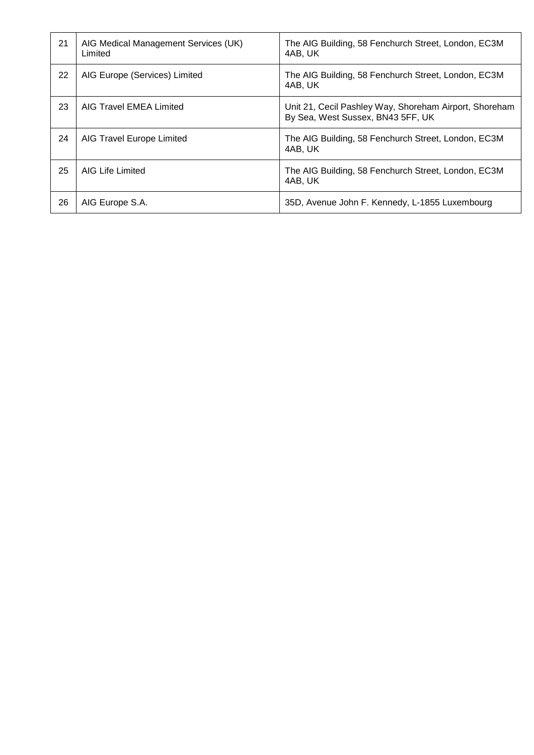| | | |
|---|---|---|
| 21 | AIG Medical Management Services (UK) Limited | The AIG Building, 58 Fenchurch Street, London, EC3M 4AB, UK |
| 22 | AIG Europe (Services) Limited | The AIG Building, 58 Fenchurch Street, London, EC3M 4AB, UK |
| 23 | AIG Travel EMEA Limited | Unit 21, Cecil Pashley Way, Shoreham Airport, Shoreham By Sea, West Sussex, BN43 5FF, UK |
| 24 | AIG Travel Europe Limited | The AIG Building, 58 Fenchurch Street, London, EC3M 4AB, UK |
| 25 | AIG Life Limited | The AIG Building, 58 Fenchurch Street, London, EC3M 4AB, UK |
| 26 | AIG Europe S.A. | 35D, Avenue John F. Kennedy, L-1855 Luxembourg |